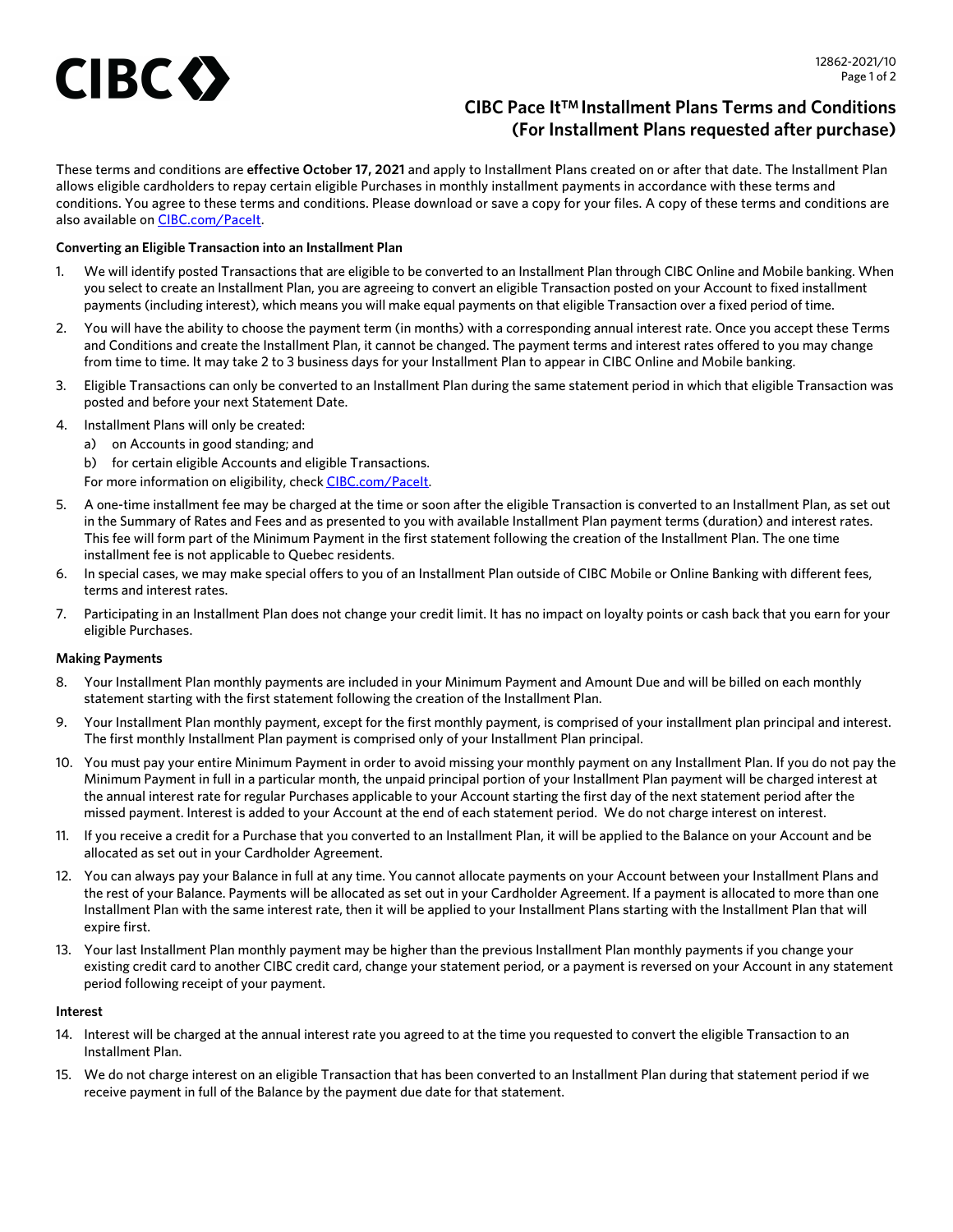# CIBC Pace It™ Installment Plans Terms and Conditions (For Installment Plans requested after purchase)

These terms and conditions are **effective October 17, 2021** and apply to Installment Plans created on or after that date. The Installment Plan allows eligible cardholders to repay certain eligible Purchases in monthly installment payments in accordance with these terms and conditions. You agree to these terms and conditions. Please download or save a copy for your files. A copy of these terms and conditions are also available on CIBC.com/PaceIt.

**Converting an Eligible Transaction into an Installment Plan**

1. We will identify posted Transactions that are eligible to be converted to an Installment Plan through CIBC Online and Mobile banking. When you select to create an Installment Plan, you are agreeing to convert an eligible Transaction posted on your Account to fixed installment payments (including interest), which means you will make equal payments on that eligible Transaction over a fixed period of time.
2. You will have the ability to choose the payment term (in months) with a corresponding annual interest rate. Once you accept these Terms and Conditions and create the Installment Plan, it cannot be changed. The payment terms and interest rates offered to you may change from time to time. It may take 2 to 3 business days for your Installment Plan to appear in CIBC Online and Mobile banking.
3. Eligible Transactions can only be converted to an Installment Plan during the same statement period in which that eligible Transaction was posted and before your next Statement Date.
4. Installment Plans will only be created:
   a) on Accounts in good standing; and
   b) for certain eligible Accounts and eligible Transactions.

   For more information on eligibility, check CIBC.com/PaceIt.
5. A one-time installment fee may be charged at the time or soon after the eligible Transaction is converted to an Installment Plan, as set out in the Summary of Rates and Fees and as presented to you with available Installment Plan payment terms (duration) and interest rates. This fee will form part of the Minimum Payment in the first statement following the creation of the Installment Plan. The one time installment fee is not applicable to Quebec residents.
6. In special cases, we may make special offers to you of an Installment Plan outside of CIBC Mobile or Online Banking with different fees, terms and interest rates.
7. Participating in an Installment Plan does not change your credit limit. It has no impact on loyalty points or cash back that you earn for your eligible Purchases.

**Making Payments**

8. Your Installment Plan monthly payments are included in your Minimum Payment and Amount Due and will be billed on each monthly statement starting with the first statement following the creation of the Installment Plan.
9. Your Installment Plan monthly payment, except for the first monthly payment, is comprised of your installment plan principal and interest. The first monthly Installment Plan payment is comprised only of your Installment Plan principal.
10. You must pay your entire Minimum Payment in order to avoid missing your monthly payment on any Installment Plan. If you do not pay the Minimum Payment in full in a particular month, the unpaid principal portion of your Installment Plan payment will be charged interest at the annual interest rate for regular Purchases applicable to your Account starting the first day of the next statement period after the missed payment. Interest is added to your Account at the end of each statement period. We do not charge interest on interest.
11. If you receive a credit for a Purchase that you converted to an Installment Plan, it will be applied to the Balance on your Account and be allocated as set out in your Cardholder Agreement.
12. You can always pay your Balance in full at any time. You cannot allocate payments on your Account between your Installment Plans and the rest of your Balance. Payments will be allocated as set out in your Cardholder Agreement. If a payment is allocated to more than one Installment Plan with the same interest rate, then it will be applied to your Installment Plans starting with the Installment Plan that will expire first.
13. Your last Installment Plan monthly payment may be higher than the previous Installment Plan monthly payments if you change your existing credit card to another CIBC credit card, change your statement period, or a payment is reversed on your Account in any statement period following receipt of your payment.

**Interest**

14. Interest will be charged at the annual interest rate you agreed to at the time you requested to convert the eligible Transaction to an Installment Plan.
15. We do not charge interest on an eligible Transaction that has been converted to an Installment Plan during that statement period if we receive payment in full of the Balance by the payment due date for that statement.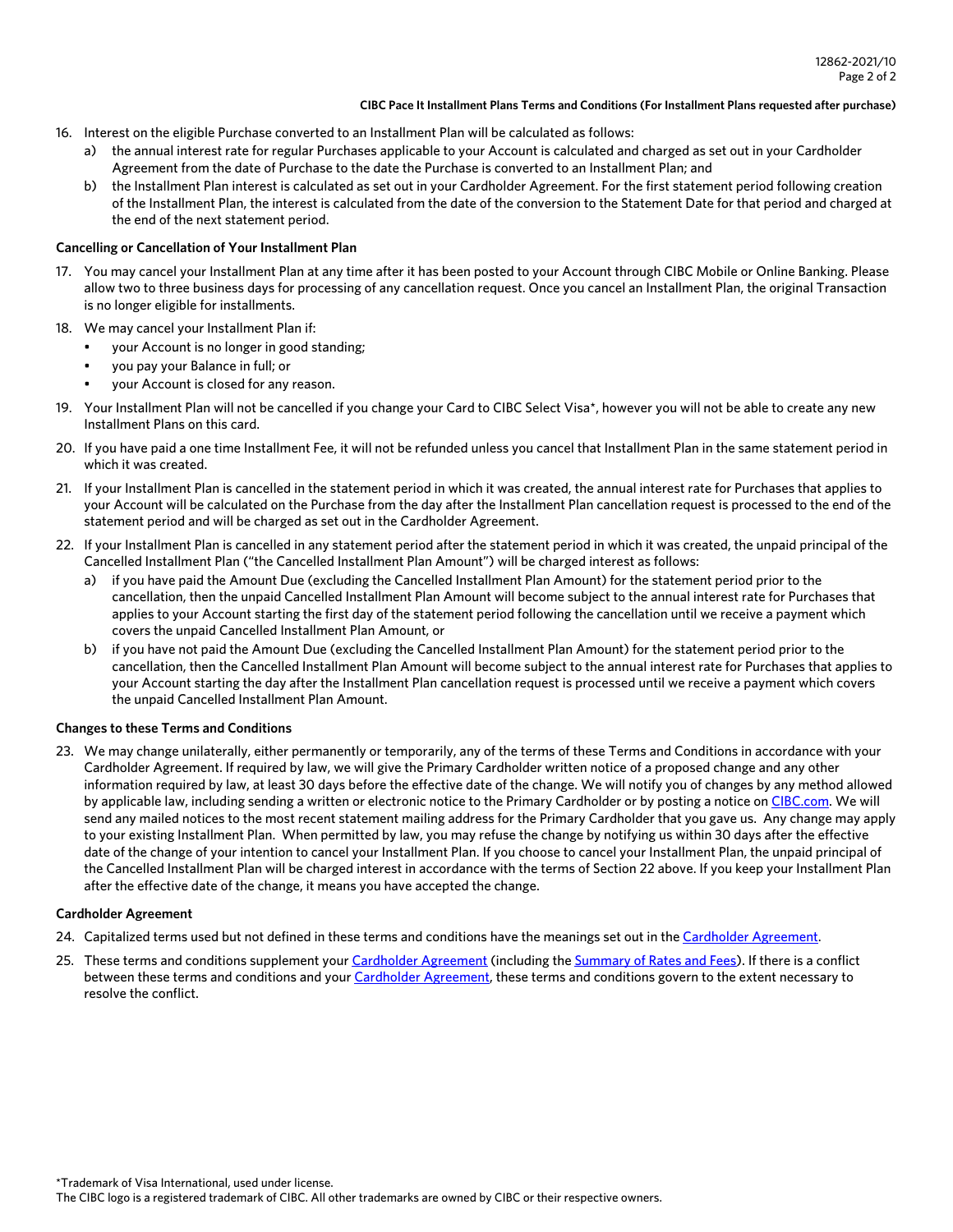**CIBC Pace It Installment Plans Terms and Conditions (For Installment Plans requested after purchase)**

16. Interest on the eligible Purchase converted to an Installment Plan will be calculated as follows:
    a) the annual interest rate for regular Purchases applicable to your Account is calculated and charged as set out in your Cardholder Agreement from the date of Purchase to the date the Purchase is converted to an Installment Plan; and
    b) the Installment Plan interest is calculated as set out in your Cardholder Agreement. For the first statement period following creation of the Installment Plan, the interest is calculated from the date of the conversion to the Statement Date for that period and charged at the end of the next statement period.

**Cancelling or Cancellation of Your Installment Plan**

17. You may cancel your Installment Plan at any time after it has been posted to your Account through CIBC Mobile or Online Banking. Please allow two to three business days for processing of any cancellation request. Once you cancel an Installment Plan, the original Transaction is no longer eligible for installments.
18. We may cancel your Installment Plan if:
    - your Account is no longer in good standing;
    - you pay your Balance in full; or
    - your Account is closed for any reason.
19. Your Installment Plan will not be cancelled if you change your Card to CIBC Select Visa*, however you will not be able to create any new Installment Plans on this card.
20. If you have paid a one time Installment Fee, it will not be refunded unless you cancel that Installment Plan in the same statement period in which it was created.
21. If your Installment Plan is cancelled in the statement period in which it was created, the annual interest rate for Purchases that applies to your Account will be calculated on the Purchase from the day after the Installment Plan cancellation request is processed to the end of the statement period and will be charged as set out in the Cardholder Agreement.
22. If your Installment Plan is cancelled in any statement period after the statement period in which it was created, the unpaid principal of the Cancelled Installment Plan ("the Cancelled Installment Plan Amount") will be charged interest as follows:
    a) if you have paid the Amount Due (excluding the Cancelled Installment Plan Amount) for the statement period prior to the cancellation, then the unpaid Cancelled Installment Plan Amount will become subject to the annual interest rate for Purchases that applies to your Account starting the first day of the statement period following the cancellation until we receive a payment which covers the unpaid Cancelled Installment Plan Amount, or
    b) if you have not paid the Amount Due (excluding the Cancelled Installment Plan Amount) for the statement period prior to the cancellation, then the Cancelled Installment Plan Amount will become subject to the annual interest rate for Purchases that applies to your Account starting the day after the Installment Plan cancellation request is processed until we receive a payment which covers the unpaid Cancelled Installment Plan Amount.

**Changes to these Terms and Conditions**

23. We may change unilaterally, either permanently or temporarily, any of the terms of these Terms and Conditions in accordance with your Cardholder Agreement. If required by law, we will give the Primary Cardholder written notice of a proposed change and any other information required by law, at least 30 days before the effective date of the change. We will notify you of changes by any method allowed by applicable law, including sending a written or electronic notice to the Primary Cardholder or by posting a notice on CIBC.com. We will send any mailed notices to the most recent statement mailing address for the Primary Cardholder that you gave us. Any change may apply to your existing Installment Plan. When permitted by law, you may refuse the change by notifying us within 30 days after the effective date of the change of your intention to cancel your Installment Plan. If you choose to cancel your Installment Plan, the unpaid principal of the Cancelled Installment Plan will be charged interest in accordance with the terms of Section 22 above. If you keep your Installment Plan after the effective date of the change, it means you have accepted the change.

**Cardholder Agreement**

24. Capitalized terms used but not defined in these terms and conditions have the meanings set out in the Cardholder Agreement.
25. These terms and conditions supplement your Cardholder Agreement (including the Summary of Rates and Fees). If there is a conflict between these terms and conditions and your Cardholder Agreement, these terms and conditions govern to the extent necessary to resolve the conflict.

*Trademark of Visa International, used under license.
The CIBC logo is a registered trademark of CIBC. All other trademarks are owned by CIBC or their respective owners.